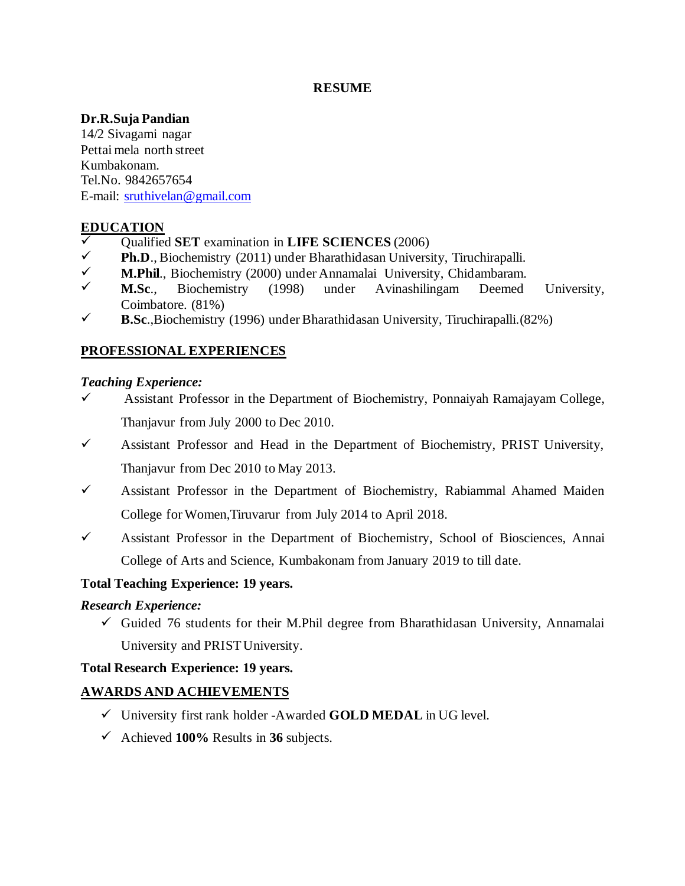# RESUME

**Dr.R.Suja Pandian**
14/2 Sivagami nagar
Pettai mela north street
Kumbakonam.
Tel.No. 9842657654
E-mail: [sruthivelan@gmail.com](mailto:sruthivelan@gmail.com)

## EDUCATION

- ✓ Qualified **SET** examination in **LIFE SCIENCES** (2006)
- ✓ **Ph.D**., Biochemistry (2011) under Bharathidasan University, Tiruchirapalli.
- ✓ **M.Phil**., Biochemistry (2000) under Annamalai University, Chidambaram.
- ✓ **M.Sc**., Biochemistry (1998) under Avinashilingam Deemed University, Coimbatore. (81%)
- ✓ **B.Sc**.,Biochemistry (1996) under Bharathidasan University, Tiruchirapalli.(82%)

## PROFESSIONAL EXPERIENCES

***Teaching Experience:***

- ✓ Assistant Professor in the Department of Biochemistry, Ponnaiyah Ramajayam College, Thanjavur from July 2000 to Dec 2010.
- ✓ Assistant Professor and Head in the Department of Biochemistry, PRIST University, Thanjavur from Dec 2010 to May 2013.
- ✓ Assistant Professor in the Department of Biochemistry, Rabiammal Ahamed Maiden College for Women,Tiruvarur from July 2014 to April 2018.
- ✓ Assistant Professor in the Department of Biochemistry, School of Biosciences, Annai College of Arts and Science, Kumbakonam from January 2019 to till date.

**Total Teaching Experience: 19 years.**

***Research Experience:***

- ✓ Guided 76 students for their M.Phil degree from Bharathidasan University, Annamalai University and PRIST University.

**Total Research Experience: 19 years.**

## AWARDS AND ACHIEVEMENTS

- ✓ University first rank holder -Awarded **GOLD MEDAL** in UG level.
- ✓ Achieved **100%** Results in **36** subjects.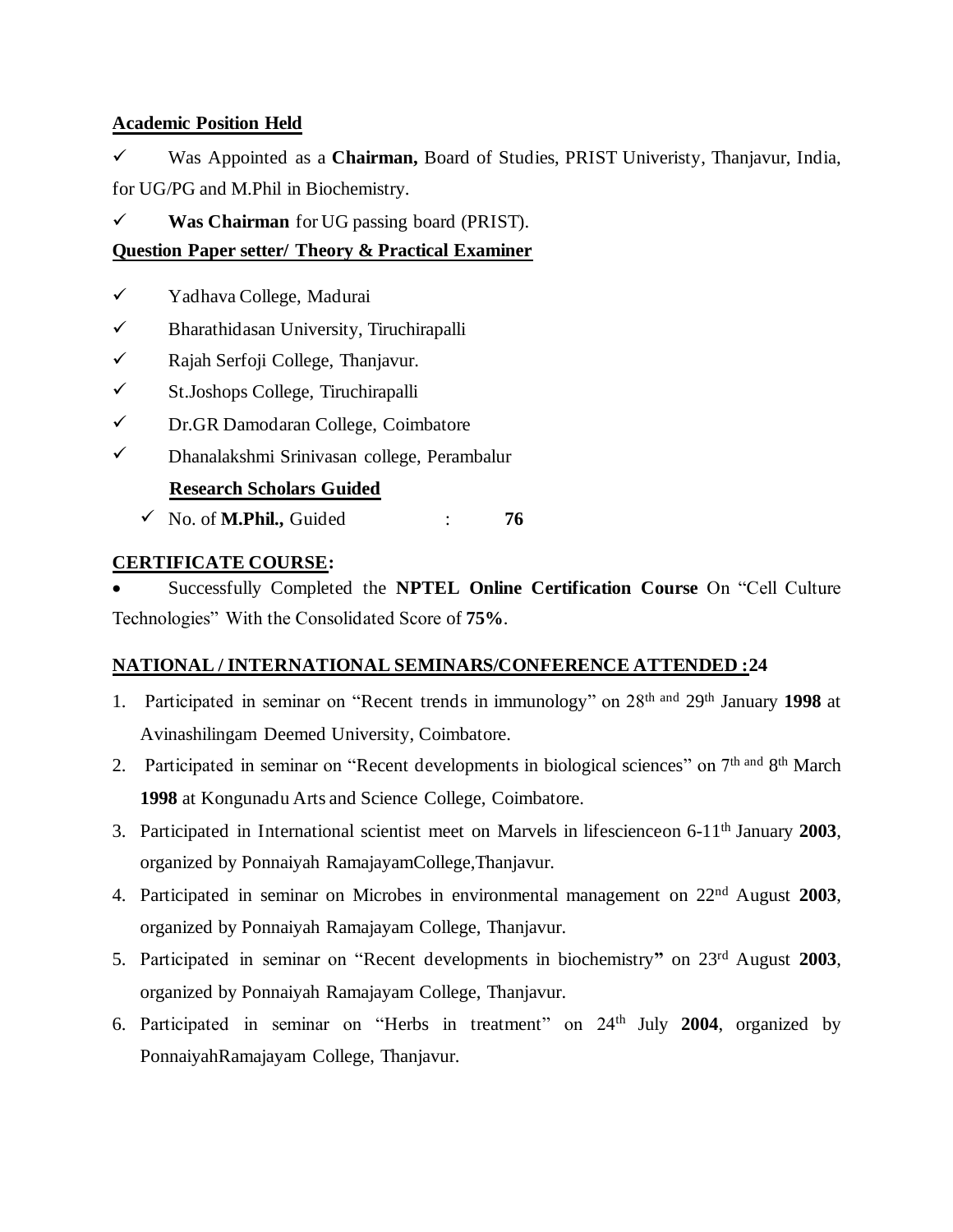**Academic Position Held**

- ✓ Was Appointed as a **Chairman,** Board of Studies, PRIST Univeristy, Thanjavur, India, for UG/PG and M.Phil in Biochemistry.
- ✓ **Was Chairman** for UG passing board (PRIST).

**Question Paper setter/ Theory & Practical Examiner**

- ✓ Yadhava College, Madurai
- ✓ Bharathidasan University, Tiruchirapalli
- ✓ Rajah Serfoji College, Thanjavur.
- ✓ St.Joshops College, Tiruchirapalli
- ✓ Dr.GR Damodaran College, Coimbatore
- ✓ Dhanalakshmi Srinivasan college, Perambalur

**Research Scholars Guided**

- ✓ No. of **M.Phil.,** Guided : **76**

**CERTIFICATE COURSE:**

- Successfully Completed the **NPTEL Online Certification Course** On "Cell Culture Technologies" With the Consolidated Score of **75%**.

**NATIONAL / INTERNATIONAL SEMINARS/CONFERENCE ATTENDED : 24**

1. Participated in seminar on "Recent trends in immunology" on 28th and 29th January **1998** at Avinashilingam Deemed University, Coimbatore.
2. Participated in seminar on "Recent developments in biological sciences" on 7th and 8th March **1998** at Kongunadu Arts and Science College, Coimbatore.
3. Participated in International scientist meet on Marvels in lifescienceon 6-11th January **2003**, organized by Ponnaiyah RamajayamCollege,Thanjavur.
4. Participated in seminar on Microbes in environmental management on 22nd August **2003**, organized by Ponnaiyah Ramajayam College, Thanjavur.
5. Participated in seminar on "Recent developments in biochemistry**"** on 23rd August **2003**, organized by Ponnaiyah Ramajayam College, Thanjavur.
6. Participated in seminar on "Herbs in treatment" on 24th July **2004**, organized by PonnaiyahRamajayam College, Thanjavur.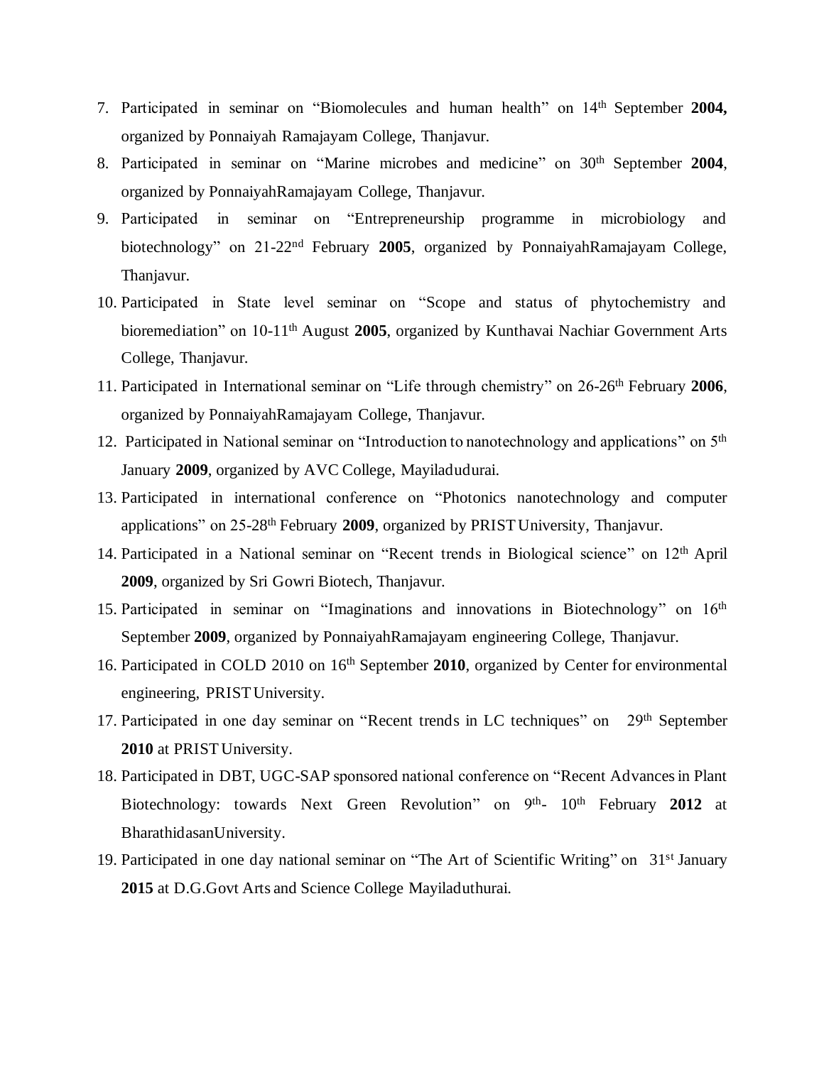7. Participated in seminar on "Biomolecules and human health" on 14th September **2004,** organized by Ponnaiyah Ramajayam College, Thanjavur.
8. Participated in seminar on "Marine microbes and medicine" on 30th September **2004**, organized by PonnaiyahRamajayam College, Thanjavur.
9. Participated in seminar on "Entrepreneurship programme in microbiology and biotechnology" on 21-22nd February **2005**, organized by PonnaiyahRamajayam College, Thanjavur.
10. Participated in State level seminar on "Scope and status of phytochemistry and bioremediation" on 10-11th August **2005**, organized by Kunthavai Nachiar Government Arts College, Thanjavur.
11. Participated in International seminar on "Life through chemistry" on 26-26th February **2006**, organized by PonnaiyahRamajayam College, Thanjavur.
12. Participated in National seminar on "Introduction to nanotechnology and applications" on 5th January **2009**, organized by AVC College, Mayiladudurai.
13. Participated in international conference on "Photonics nanotechnology and computer applications" on 25-28th February **2009**, organized by PRIST University, Thanjavur.
14. Participated in a National seminar on "Recent trends in Biological science" on 12th April **2009**, organized by Sri Gowri Biotech, Thanjavur.
15. Participated in seminar on "Imaginations and innovations in Biotechnology" on 16th September **2009**, organized by PonnaiyahRamajayam engineering College, Thanjavur.
16. Participated in COLD 2010 on 16th September **2010**, organized by Center for environmental engineering, PRIST University.
17. Participated in one day seminar on "Recent trends in LC techniques" on 29th September **2010** at PRIST University.
18. Participated in DBT, UGC-SAP sponsored national conference on "Recent Advances in Plant Biotechnology: towards Next Green Revolution" on 9th- 10th February **2012** at BharathidasanUniversity.
19. Participated in one day national seminar on "The Art of Scientific Writing" on 31st January **2015** at D.G.Govt Arts and Science College Mayiladuthurai.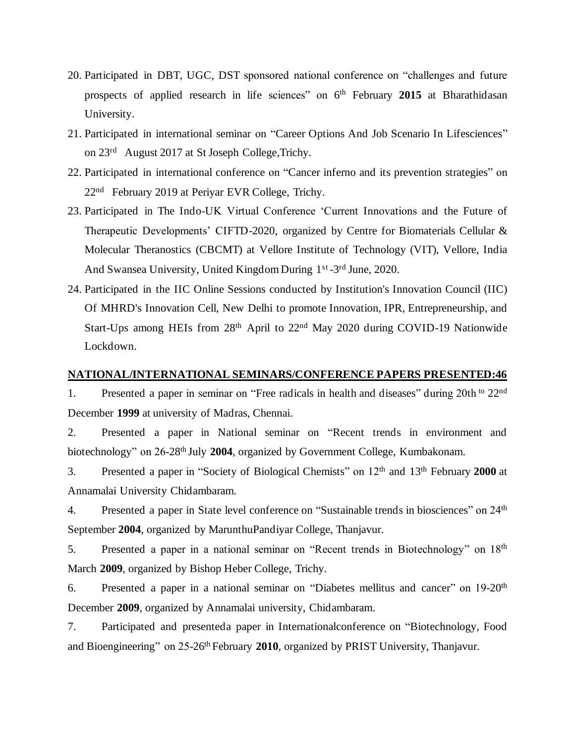20. Participated in DBT, UGC, DST sponsored national conference on "challenges and future prospects of applied research in life sciences" on 6th February **2015** at Bharathidasan University.
21. Participated in international seminar on "Career Options And Job Scenario In Lifesciences" on 23rd August 2017 at St Joseph College,Trichy.
22. Participated in international conference on "Cancer inferno and its prevention strategies" on 22nd February 2019 at Periyar EVR College, Trichy.
23. Participated in The Indo-UK Virtual Conference 'Current Innovations and the Future of Therapeutic Developments' CIFTD-2020, organized by Centre for Biomaterials Cellular & Molecular Theranostics (CBCMT) at Vellore Institute of Technology (VIT), Vellore, India And Swansea University, United Kingdom During 1st -3rd June, 2020.
24. Participated in the IIC Online Sessions conducted by Institution's Innovation Council (IIC) Of MHRD's Innovation Cell, New Delhi to promote Innovation, IPR, Entrepreneurship, and Start-Ups among HEIs from 28th April to 22nd May 2020 during COVID-19 Nationwide Lockdown.

## NATIONAL/INTERNATIONAL SEMINARS/CONFERENCE PAPERS PRESENTED:46

1. Presented a paper in seminar on "Free radicals in health and diseases" during 20th to 22nd December **1999** at university of Madras, Chennai.
2. Presented a paper in National seminar on "Recent trends in environment and biotechnology" on 26-28th July **2004**, organized by Government College, Kumbakonam.
3. Presented a paper in "Society of Biological Chemists" on 12th and 13th February **2000** at Annamalai University Chidambaram.
4. Presented a paper in State level conference on "Sustainable trends in biosciences" on 24th September **2004**, organized by MarunthuPandiyar College, Thanjavur.
5. Presented a paper in a national seminar on "Recent trends in Biotechnology" on 18th March **2009**, organized by Bishop Heber College, Trichy.
6. Presented a paper in a national seminar on "Diabetes mellitus and cancer" on 19-20th December **2009**, organized by Annamalai university, Chidambaram.
7. Participated and presenteda paper in Internationalconference on "Biotechnology, Food and Bioengineering" on 25-26th February **2010**, organized by PRIST University, Thanjavur.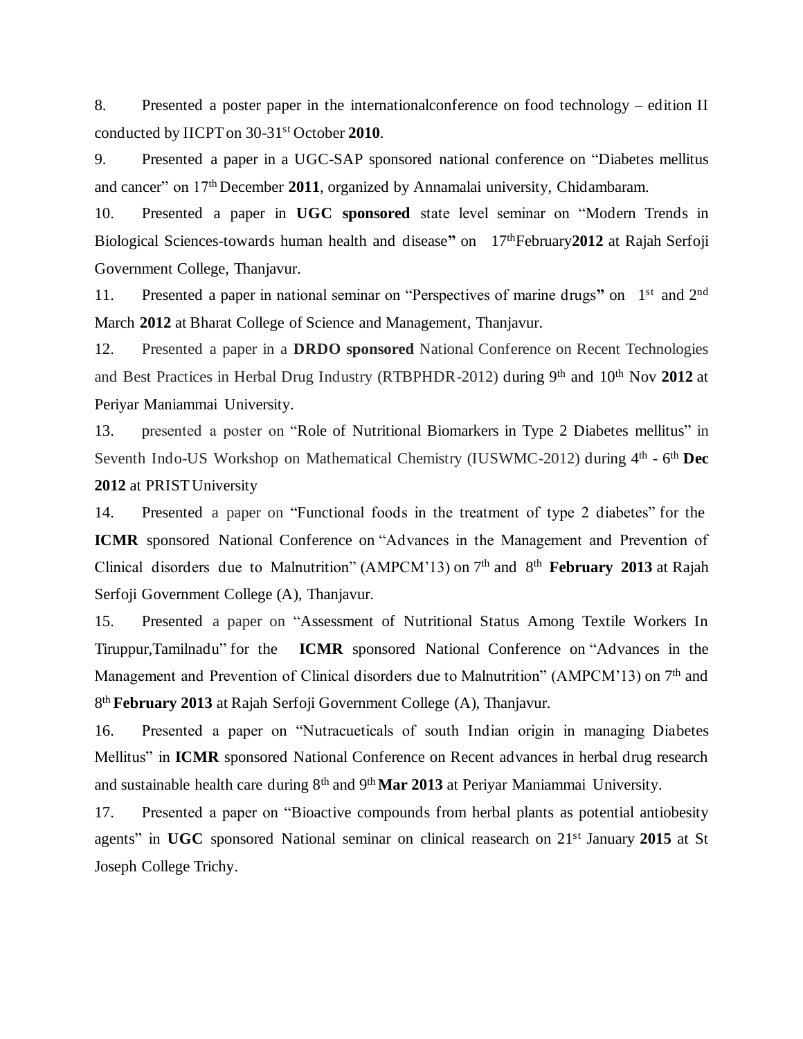8. Presented a poster paper in the internationalconference on food technology – edition II conducted by IICPT on 30-31st October **2010**.

9. Presented a paper in a UGC-SAP sponsored national conference on "Diabetes mellitus and cancer" on 17th December **2011**, organized by Annamalai university, Chidambaram.

10. Presented a paper in **UGC sponsored** state level seminar on "Modern Trends in Biological Sciences-towards human health and disease**"** on 17thFebruary**2012** at Rajah Serfoji Government College, Thanjavur.

11. Presented a paper in national seminar on "Perspectives of marine drugs**"** on 1st and 2nd March **2012** at Bharat College of Science and Management, Thanjavur.

12. Presented a paper in a **DRDO sponsored** National Conference on Recent Technologies and Best Practices in Herbal Drug Industry (RTBPHDR-2012) during 9th and 10th Nov **2012** at Periyar Maniammai University.

13. presented a poster on "Role of Nutritional Biomarkers in Type 2 Diabetes mellitus" in Seventh Indo-US Workshop on Mathematical Chemistry (IUSWMC-2012) during 4th - 6th **Dec 2012** at PRIST University

14. Presented a paper on "Functional foods in the treatment of type 2 diabetes" for the **ICMR** sponsored National Conference on "Advances in the Management and Prevention of Clinical disorders due to Malnutrition" (AMPCM'13) on 7th and 8th **February 2013** at Rajah Serfoji Government College (A), Thanjavur.

15. Presented a paper on "Assessment of Nutritional Status Among Textile Workers In Tiruppur,Tamilnadu" for the **ICMR** sponsored National Conference on "Advances in the Management and Prevention of Clinical disorders due to Malnutrition" (AMPCM'13) on 7th and 8th **February 2013** at Rajah Serfoji Government College (A), Thanjavur.

16. Presented a paper on "Nutracueticals of south Indian origin in managing Diabetes Mellitus" in **ICMR** sponsored National Conference on Recent advances in herbal drug research and sustainable health care during 8th and 9th **Mar 2013** at Periyar Maniammai University.

17. Presented a paper on "Bioactive compounds from herbal plants as potential antiobesity agents" in **UGC** sponsored National seminar on clinical reasearch on 21st January **2015** at St Joseph College Trichy.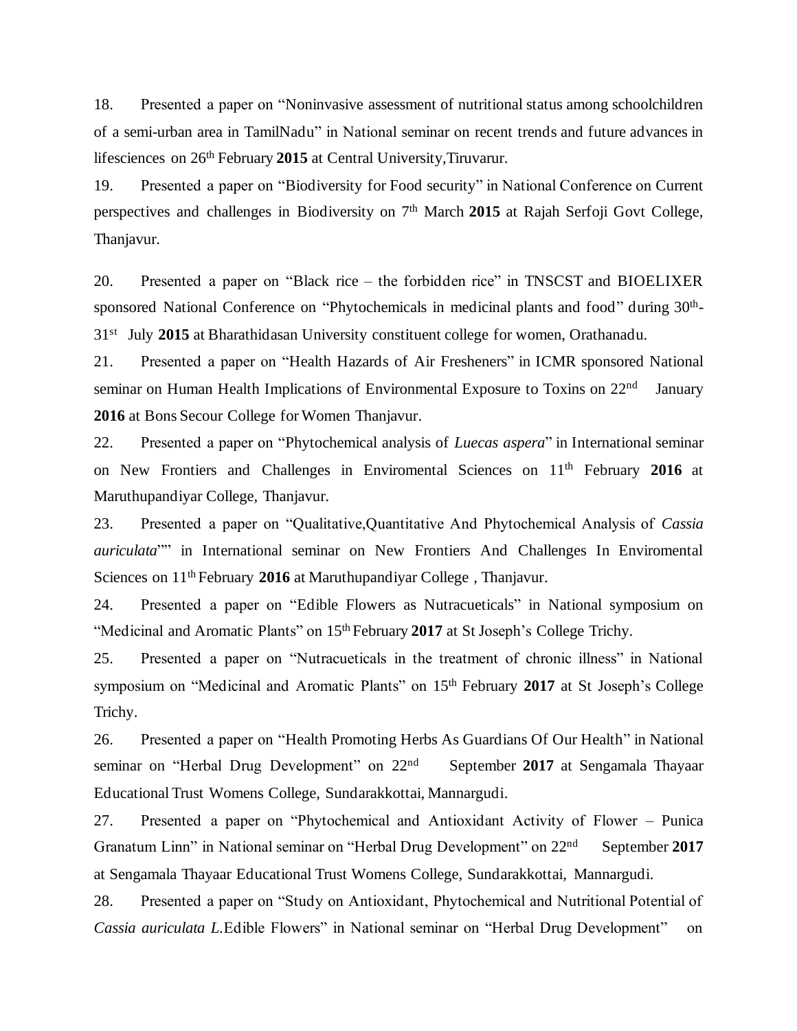18. Presented a paper on "Noninvasive assessment of nutritional status among schoolchildren of a semi-urban area in TamilNadu" in National seminar on recent trends and future advances in lifesciences on 26th February **2015** at Central University,Tiruvarur.

19. Presented a paper on "Biodiversity for Food security" in National Conference on Current perspectives and challenges in Biodiversity on 7th March **2015** at Rajah Serfoji Govt College, Thanjavur.

20. Presented a paper on "Black rice – the forbidden rice" in TNSCST and BIOELIXER sponsored National Conference on "Phytochemicals in medicinal plants and food" during 30th-31st July **2015** at Bharathidasan University constituent college for women, Orathanadu.

21. Presented a paper on "Health Hazards of Air Fresheners" in ICMR sponsored National seminar on Human Health Implications of Environmental Exposure to Toxins on 22nd January **2016** at Bons Secour College for Women Thanjavur.

22. Presented a paper on "Phytochemical analysis of *Luecas aspera*" in International seminar on New Frontiers and Challenges in Enviromental Sciences on 11th February **2016** at Maruthupandiyar College, Thanjavur.

23. Presented a paper on "Qualitative,Quantitative And Phytochemical Analysis of *Cassia auriculata*"" in International seminar on New Frontiers And Challenges In Enviromental Sciences on 11th February **2016** at Maruthupandiyar College , Thanjavur.

24. Presented a paper on "Edible Flowers as Nutracueticals" in National symposium on "Medicinal and Aromatic Plants" on 15th February **2017** at St Joseph's College Trichy.

25. Presented a paper on "Nutracueticals in the treatment of chronic illness" in National symposium on "Medicinal and Aromatic Plants" on 15th February **2017** at St Joseph's College Trichy.

26. Presented a paper on "Health Promoting Herbs As Guardians Of Our Health" in National seminar on "Herbal Drug Development" on 22nd September **2017** at Sengamala Thayaar Educational Trust Womens College, Sundarakkottai, Mannargudi.

27. Presented a paper on "Phytochemical and Antioxidant Activity of Flower – Punica Granatum Linn" in National seminar on "Herbal Drug Development" on 22nd September **2017** at Sengamala Thayaar Educational Trust Womens College, Sundarakkottai, Mannargudi.

28. Presented a paper on "Study on Antioxidant, Phytochemical and Nutritional Potential of *Cassia auriculata L.*Edible Flowers" in National seminar on "Herbal Drug Development" on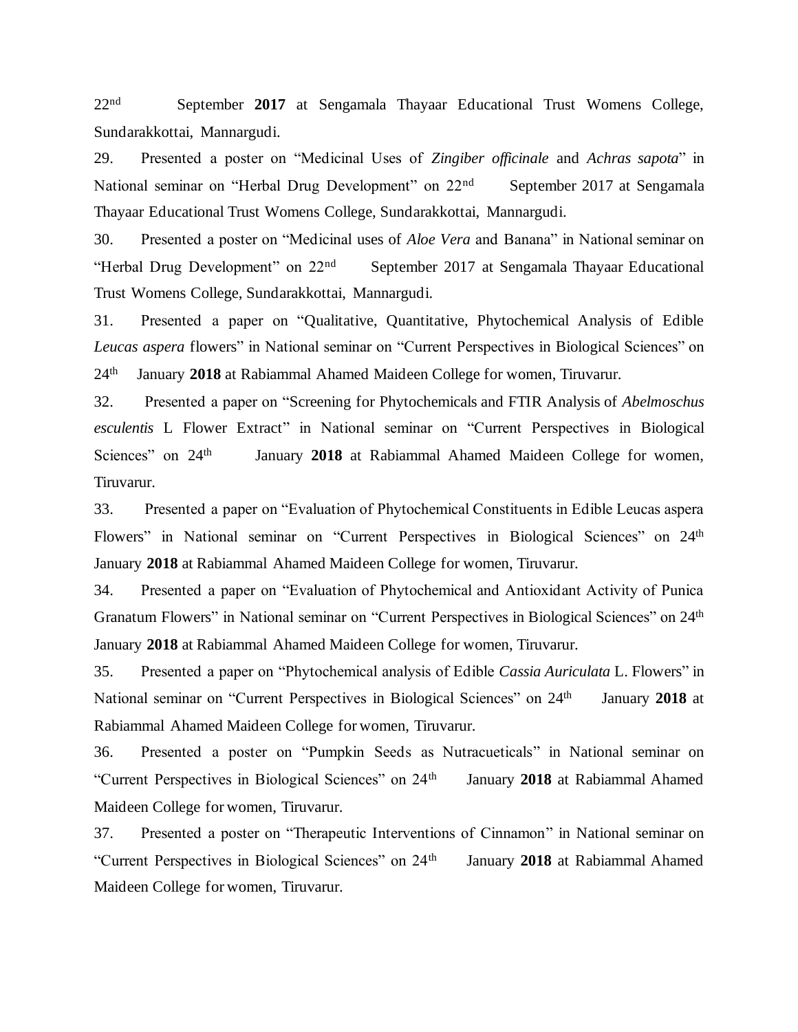22nd September **2017** at Sengamala Thayaar Educational Trust Womens College, Sundarakkottai, Mannargudi.

29. Presented a poster on “Medicinal Uses of *Zingiber officinale* and *Achras sapota*” in National seminar on “Herbal Drug Development” on 22nd September 2017 at Sengamala Thayaar Educational Trust Womens College, Sundarakkottai, Mannargudi.

30. Presented a poster on “Medicinal uses of *Aloe Vera* and Banana” in National seminar on “Herbal Drug Development” on 22nd September 2017 at Sengamala Thayaar Educational Trust Womens College, Sundarakkottai, Mannargudi.

31. Presented a paper on “Qualitative, Quantitative, Phytochemical Analysis of Edible *Leucas aspera* flowers” in National seminar on “Current Perspectives in Biological Sciences” on 24th January **2018** at Rabiammal Ahamed Maideen College for women, Tiruvarur.

32. Presented a paper on “Screening for Phytochemicals and FTIR Analysis of *Abelmoschus esculentis* L Flower Extract” in National seminar on “Current Perspectives in Biological Sciences” on 24th January **2018** at Rabiammal Ahamed Maideen College for women, Tiruvarur.

33. Presented a paper on “Evaluation of Phytochemical Constituents in Edible Leucas aspera Flowers” in National seminar on “Current Perspectives in Biological Sciences” on 24th January **2018** at Rabiammal Ahamed Maideen College for women, Tiruvarur.

34. Presented a paper on “Evaluation of Phytochemical and Antioxidant Activity of Punica Granatum Flowers” in National seminar on “Current Perspectives in Biological Sciences” on 24th January **2018** at Rabiammal Ahamed Maideen College for women, Tiruvarur.

35. Presented a paper on “Phytochemical analysis of Edible *Cassia Auriculata* L. Flowers” in National seminar on “Current Perspectives in Biological Sciences” on 24th January **2018** at Rabiammal Ahamed Maideen College for women, Tiruvarur.

36. Presented a poster on “Pumpkin Seeds as Nutracueticals” in National seminar on “Current Perspectives in Biological Sciences” on 24th January **2018** at Rabiammal Ahamed Maideen College for women, Tiruvarur.

37. Presented a poster on “Therapeutic Interventions of Cinnamon” in National seminar on “Current Perspectives in Biological Sciences” on 24th January **2018** at Rabiammal Ahamed Maideen College for women, Tiruvarur.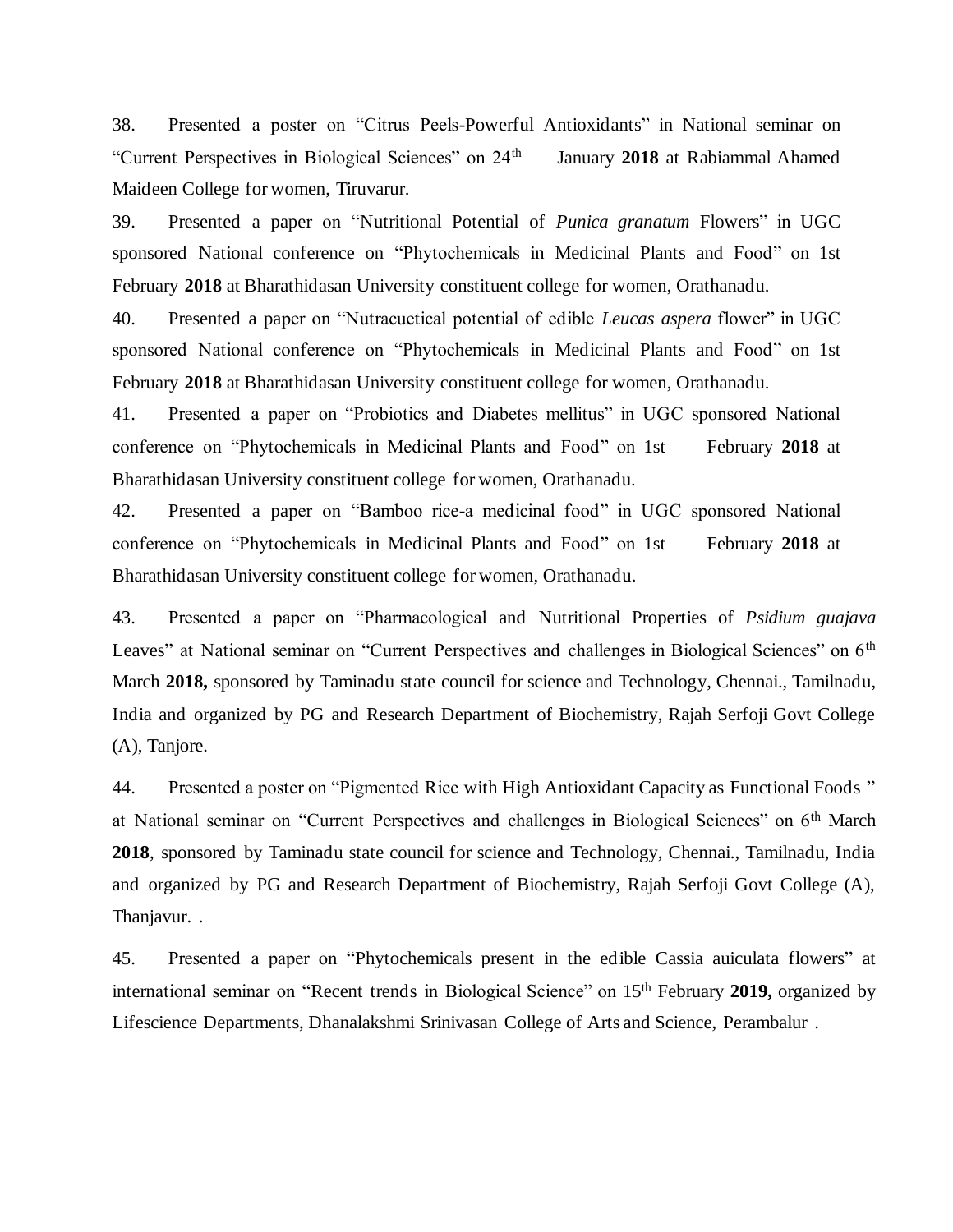38. Presented a poster on “Citrus Peels-Powerful Antioxidants” in National seminar on “Current Perspectives in Biological Sciences” on 24th January **2018** at Rabiammal Ahamed Maideen College for women, Tiruvarur.

39. Presented a paper on “Nutritional Potential of *Punica granatum* Flowers” in UGC sponsored National conference on “Phytochemicals in Medicinal Plants and Food” on 1st February **2018** at Bharathidasan University constituent college for women, Orathanadu.

40. Presented a paper on “Nutracuetical potential of edible *Leucas aspera* flower” in UGC sponsored National conference on “Phytochemicals in Medicinal Plants and Food” on 1st February **2018** at Bharathidasan University constituent college for women, Orathanadu.

41. Presented a paper on “Probiotics and Diabetes mellitus” in UGC sponsored National conference on “Phytochemicals in Medicinal Plants and Food” on 1st February **2018** at Bharathidasan University constituent college for women, Orathanadu.

42. Presented a paper on “Bamboo rice-a medicinal food” in UGC sponsored National conference on “Phytochemicals in Medicinal Plants and Food” on 1st February **2018** at Bharathidasan University constituent college for women, Orathanadu.

43. Presented a paper on “Pharmacological and Nutritional Properties of *Psidium guajava* Leaves” at National seminar on “Current Perspectives and challenges in Biological Sciences” on 6th March **2018,** sponsored by Taminadu state council for science and Technology, Chennai., Tamilnadu, India and organized by PG and Research Department of Biochemistry, Rajah Serfoji Govt College (A), Tanjore.

44. Presented a poster on “Pigmented Rice with High Antioxidant Capacity as Functional Foods ” at National seminar on “Current Perspectives and challenges in Biological Sciences” on 6th March **2018**, sponsored by Taminadu state council for science and Technology, Chennai., Tamilnadu, India and organized by PG and Research Department of Biochemistry, Rajah Serfoji Govt College (A), Thanjavur. .

45. Presented a paper on “Phytochemicals present in the edible Cassia auiculata flowers” at international seminar on “Recent trends in Biological Science” on 15th February **2019,** organized by Lifescience Departments, Dhanalakshmi Srinivasan College of Arts and Science, Perambalur .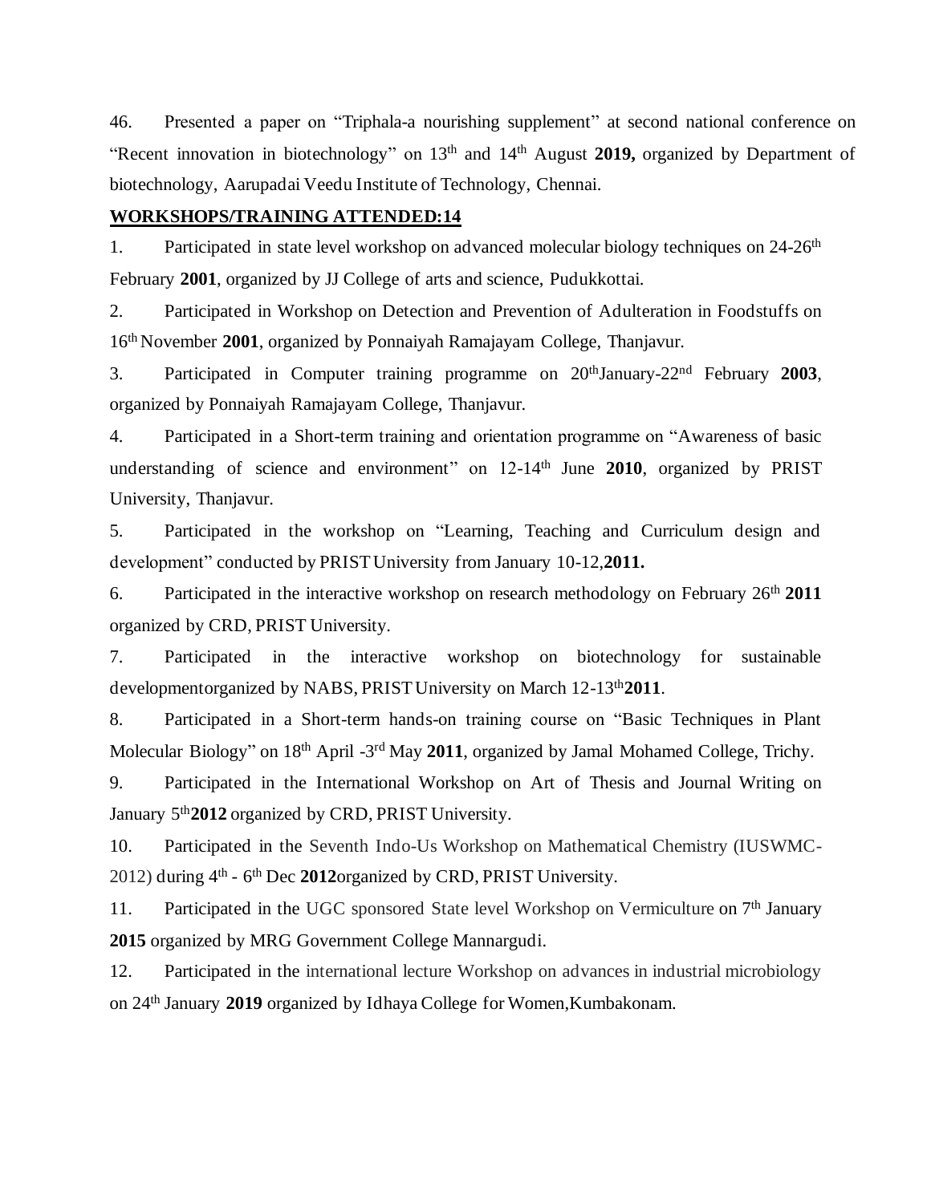46. Presented a paper on "Triphala-a nourishing supplement" at second national conference on "Recent innovation in biotechnology" on 13th and 14th August **2019,** organized by Department of biotechnology, Aarupadai Veedu Institute of Technology, Chennai.

**WORKSHOPS/TRAINING ATTENDED:14**

1. Participated in state level workshop on advanced molecular biology techniques on 24-26th February **2001**, organized by JJ College of arts and science, Pudukkottai.

2. Participated in Workshop on Detection and Prevention of Adulteration in Foodstuffs on 16th November **2001**, organized by Ponnaiyah Ramajayam College, Thanjavur.

3. Participated in Computer training programme on 20thJanuary-22nd February **2003**, organized by Ponnaiyah Ramajayam College, Thanjavur.

4. Participated in a Short-term training and orientation programme on "Awareness of basic understanding of science and environment" on 12-14th June **2010**, organized by PRIST University, Thanjavur.

5. Participated in the workshop on "Learning, Teaching and Curriculum design and development" conducted by PRIST University from January 10-12,**2011.**

6. Participated in the interactive workshop on research methodology on February 26th **2011** organized by CRD, PRIST University.

7. Participated in the interactive workshop on biotechnology for sustainable developmentorganized by NABS, PRIST University on March 12-13th**2011**.

8. Participated in a Short-term hands-on training course on "Basic Techniques in Plant Molecular Biology" on 18th April -3rd May **2011**, organized by Jamal Mohamed College, Trichy.

9. Participated in the International Workshop on Art of Thesis and Journal Writing on January 5th**2012** organized by CRD, PRIST University.

10. Participated in the Seventh Indo-Us Workshop on Mathematical Chemistry (IUSWMC-2012) during 4th - 6th Dec **2012**organized by CRD, PRIST University.

11. Participated in the UGC sponsored State level Workshop on Vermiculture on 7th January **2015** organized by MRG Government College Mannargudi.

12. Participated in the international lecture Workshop on advances in industrial microbiology on 24th January **2019** organized by Idhaya College for Women,Kumbakonam.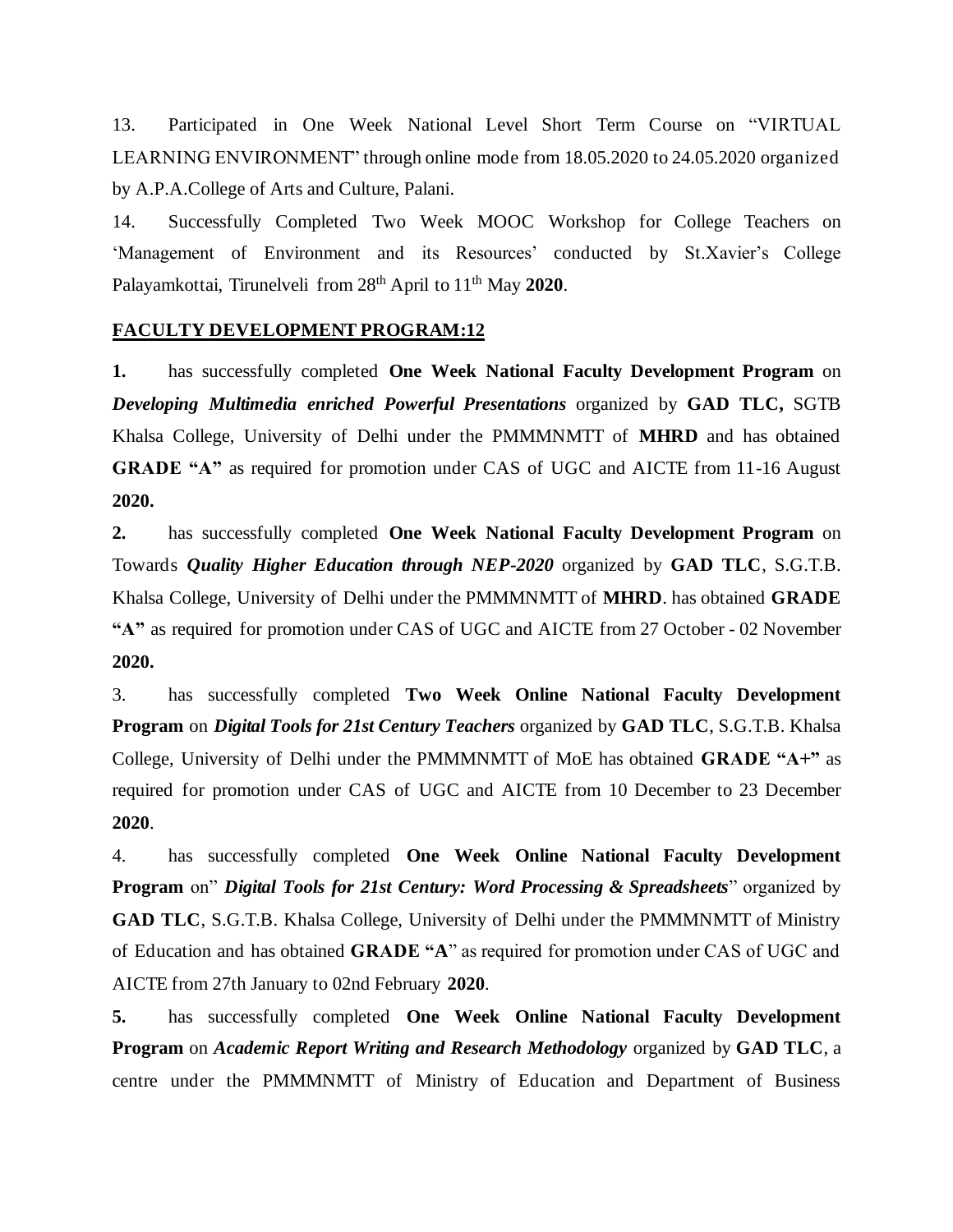13. Participated in One Week National Level Short Term Course on "VIRTUAL LEARNING ENVIRONMENT" through online mode from 18.05.2020 to 24.05.2020 organized by A.P.A.College of Arts and Culture, Palani.

14. Successfully Completed Two Week MOOC Workshop for College Teachers on 'Management of Environment and its Resources' conducted by St.Xavier's College Palayamkottai, Tirunelveli from 28th April to 11th May **2020**.

**FACULTY DEVELOPMENT PROGRAM:12**

**1.** has successfully completed **One Week National Faculty Development Program** on ***Developing Multimedia enriched Powerful Presentations*** organized by **GAD TLC,** SGTB Khalsa College, University of Delhi under the PMMMNMTT of **MHRD** and has obtained **GRADE "A"** as required for promotion under CAS of UGC and AICTE from 11-16 August **2020.**

**2.** has successfully completed **One Week National Faculty Development Program** on Towards ***Quality Higher Education through NEP-2020*** organized by **GAD TLC**, S.G.T.B. Khalsa College, University of Delhi under the PMMMNMTT of **MHRD**. has obtained **GRADE "A"** as required for promotion under CAS of UGC and AICTE from 27 October - 02 November **2020.**

3. has successfully completed **Two Week Online National Faculty Development Program** on ***Digital Tools for 21st Century Teachers*** organized by **GAD TLC**, S.G.T.B. Khalsa College, University of Delhi under the PMMMNMTT of MoE has obtained **GRADE "A+"** as required for promotion under CAS of UGC and AICTE from 10 December to 23 December **2020**.

4. has successfully completed **One Week Online National Faculty Development Program** on" ***Digital Tools for 21st Century: Word Processing & Spreadsheets***" organized by **GAD TLC**, S.G.T.B. Khalsa College, University of Delhi under the PMMMNMTT of Ministry of Education and has obtained **GRADE "A**" as required for promotion under CAS of UGC and AICTE from 27th January to 02nd February **2020**.

**5.** has successfully completed **One Week Online National Faculty Development Program** on *Academic Report Writing and Research Methodology* organized by **GAD TLC**, a centre under the PMMMNMTT of Ministry of Education and Department of Business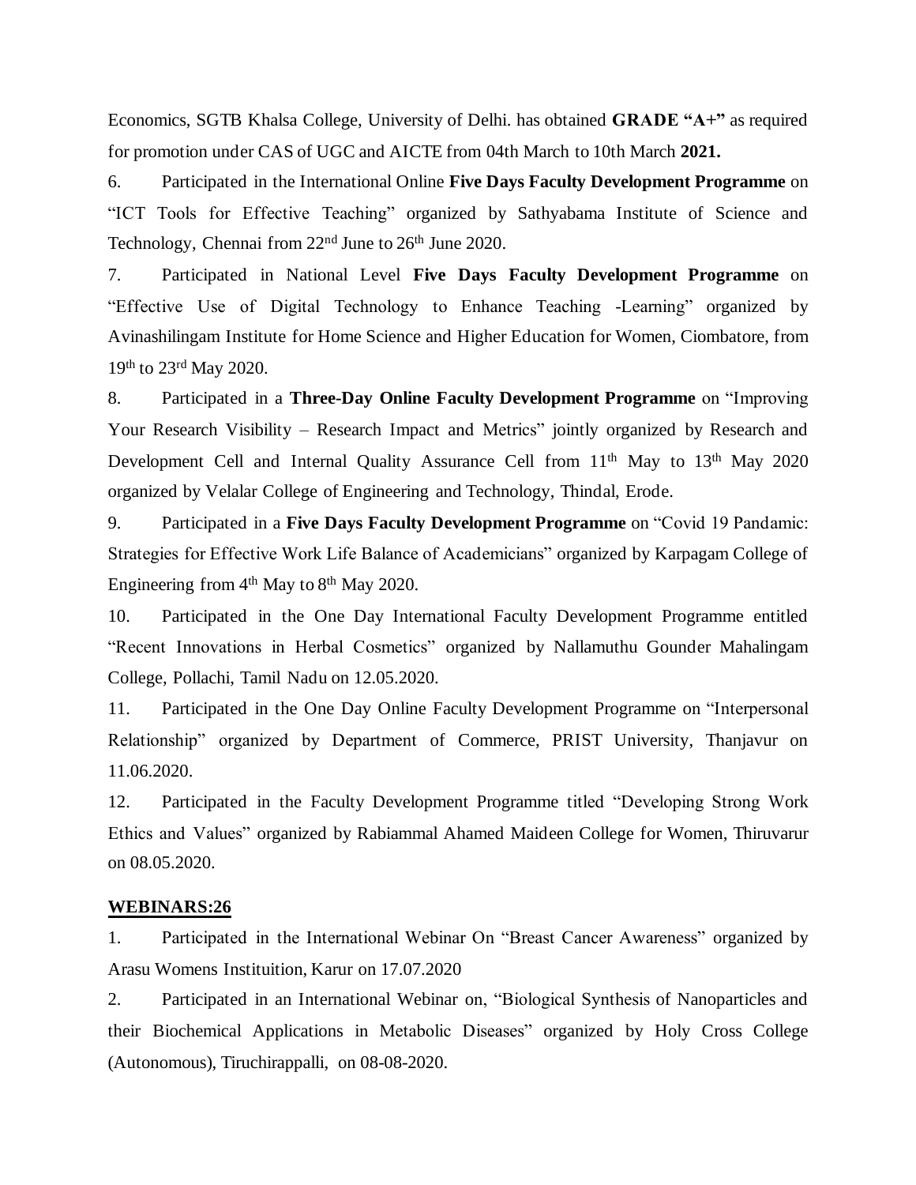Economics, SGTB Khalsa College, University of Delhi. has obtained **GRADE "A+"** as required for promotion under CAS of UGC and AICTE from 04th March to 10th March **2021.**

6. Participated in the International Online **Five Days Faculty Development Programme** on "ICT Tools for Effective Teaching" organized by Sathyabama Institute of Science and Technology, Chennai from 22nd June to 26th June 2020.

7. Participated in National Level **Five Days Faculty Development Programme** on "Effective Use of Digital Technology to Enhance Teaching -Learning" organized by Avinashilingam Institute for Home Science and Higher Education for Women, Ciombatore, from 19th to 23rd May 2020.

8. Participated in a **Three-Day Online Faculty Development Programme** on "Improving Your Research Visibility – Research Impact and Metrics" jointly organized by Research and Development Cell and Internal Quality Assurance Cell from 11th May to 13th May 2020 organized by Velalar College of Engineering and Technology, Thindal, Erode.

9. Participated in a **Five Days Faculty Development Programme** on "Covid 19 Pandamic: Strategies for Effective Work Life Balance of Academicians" organized by Karpagam College of Engineering from 4th May to 8th May 2020.

10. Participated in the One Day International Faculty Development Programme entitled "Recent Innovations in Herbal Cosmetics" organized by Nallamuthu Gounder Mahalingam College, Pollachi, Tamil Nadu on 12.05.2020.

11. Participated in the One Day Online Faculty Development Programme on "Interpersonal Relationship" organized by Department of Commerce, PRIST University, Thanjavur on 11.06.2020.

12. Participated in the Faculty Development Programme titled "Developing Strong Work Ethics and Values" organized by Rabiammal Ahamed Maideen College for Women, Thiruvarur on 08.05.2020.

**WEBINARS:26**

1. Participated in the International Webinar On "Breast Cancer Awareness" organized by Arasu Womens Instituition, Karur on 17.07.2020

2. Participated in an International Webinar on, "Biological Synthesis of Nanoparticles and their Biochemical Applications in Metabolic Diseases" organized by Holy Cross College (Autonomous), Tiruchirappalli, on 08-08-2020.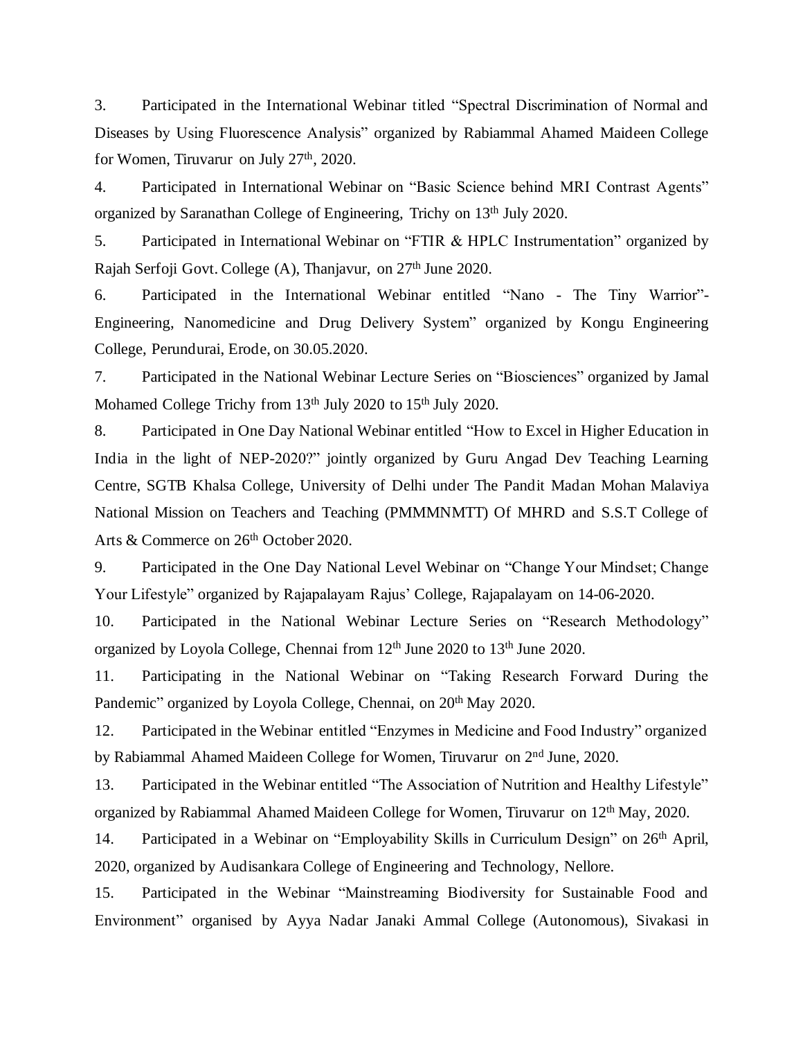3. Participated in the International Webinar titled "Spectral Discrimination of Normal and Diseases by Using Fluorescence Analysis" organized by Rabiammal Ahamed Maideen College for Women, Tiruvarur on July 27th, 2020.

4. Participated in International Webinar on "Basic Science behind MRI Contrast Agents" organized by Saranathan College of Engineering, Trichy on 13th July 2020.

5. Participated in International Webinar on "FTIR & HPLC Instrumentation" organized by Rajah Serfoji Govt. College (A), Thanjavur, on 27th June 2020.

6. Participated in the International Webinar entitled "Nano - The Tiny Warrior"- Engineering, Nanomedicine and Drug Delivery System" organized by Kongu Engineering College, Perundurai, Erode, on 30.05.2020.

7. Participated in the National Webinar Lecture Series on "Biosciences" organized by Jamal Mohamed College Trichy from 13th July 2020 to 15th July 2020.

8. Participated in One Day National Webinar entitled "How to Excel in Higher Education in India in the light of NEP-2020?" jointly organized by Guru Angad Dev Teaching Learning Centre, SGTB Khalsa College, University of Delhi under The Pandit Madan Mohan Malaviya National Mission on Teachers and Teaching (PMMMNMTT) Of MHRD and S.S.T College of Arts & Commerce on 26th October 2020.

9. Participated in the One Day National Level Webinar on "Change Your Mindset; Change Your Lifestyle" organized by Rajapalayam Rajus' College, Rajapalayam on 14-06-2020.

10. Participated in the National Webinar Lecture Series on "Research Methodology" organized by Loyola College, Chennai from 12th June 2020 to 13th June 2020.

11. Participating in the National Webinar on "Taking Research Forward During the Pandemic" organized by Loyola College, Chennai, on 20th May 2020.

12. Participated in the Webinar entitled "Enzymes in Medicine and Food Industry" organized by Rabiammal Ahamed Maideen College for Women, Tiruvarur on 2nd June, 2020.

13. Participated in the Webinar entitled "The Association of Nutrition and Healthy Lifestyle" organized by Rabiammal Ahamed Maideen College for Women, Tiruvarur on 12th May, 2020.

14. Participated in a Webinar on "Employability Skills in Curriculum Design" on 26th April, 2020, organized by Audisankara College of Engineering and Technology, Nellore.

15. Participated in the Webinar "Mainstreaming Biodiversity for Sustainable Food and Environment" organised by Ayya Nadar Janaki Ammal College (Autonomous), Sivakasi in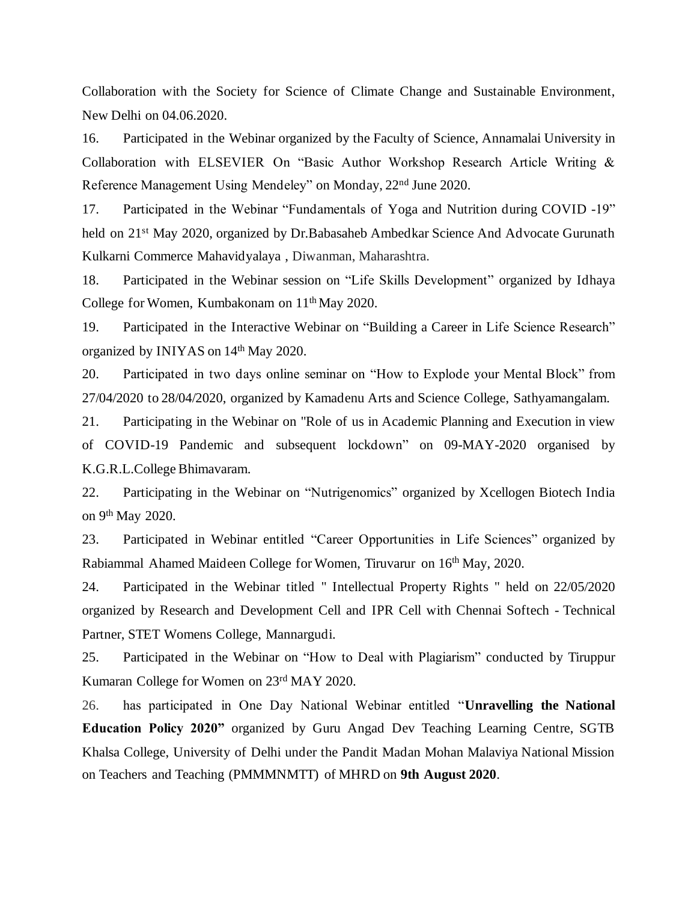Collaboration with the Society for Science of Climate Change and Sustainable Environment, New Delhi on 04.06.2020.

16. Participated in the Webinar organized by the Faculty of Science, Annamalai University in Collaboration with ELSEVIER On "Basic Author Workshop Research Article Writing & Reference Management Using Mendeley" on Monday, 22nd June 2020.

17. Participated in the Webinar "Fundamentals of Yoga and Nutrition during COVID -19" held on 21st May 2020, organized by Dr.Babasaheb Ambedkar Science And Advocate Gurunath Kulkarni Commerce Mahavidyalaya , Diwanman, Maharashtra.

18. Participated in the Webinar session on "Life Skills Development" organized by Idhaya College for Women, Kumbakonam on 11th May 2020.

19. Participated in the Interactive Webinar on "Building a Career in Life Science Research" organized by INIYAS on 14th May 2020.

20. Participated in two days online seminar on "How to Explode your Mental Block" from 27/04/2020 to 28/04/2020, organized by Kamadenu Arts and Science College, Sathyamangalam.

21. Participating in the Webinar on "Role of us in Academic Planning and Execution in view of COVID-19 Pandemic and subsequent lockdown" on 09-MAY-2020 organised by K.G.R.L.College Bhimavaram.

22. Participating in the Webinar on "Nutrigenomics" organized by Xcellogen Biotech India on 9th May 2020.

23. Participated in Webinar entitled "Career Opportunities in Life Sciences" organized by Rabiammal Ahamed Maideen College for Women, Tiruvarur on 16th May, 2020.

24. Participated in the Webinar titled " Intellectual Property Rights " held on 22/05/2020 organized by Research and Development Cell and IPR Cell with Chennai Softech - Technical Partner, STET Womens College, Mannargudi.

25. Participated in the Webinar on "How to Deal with Plagiarism" conducted by Tiruppur Kumaran College for Women on 23rd MAY 2020.

26. has participated in One Day National Webinar entitled "**Unravelling the National Education Policy 2020"** organized by Guru Angad Dev Teaching Learning Centre, SGTB Khalsa College, University of Delhi under the Pandit Madan Mohan Malaviya National Mission on Teachers and Teaching (PMMMNMTT) of MHRD on **9th August 2020**.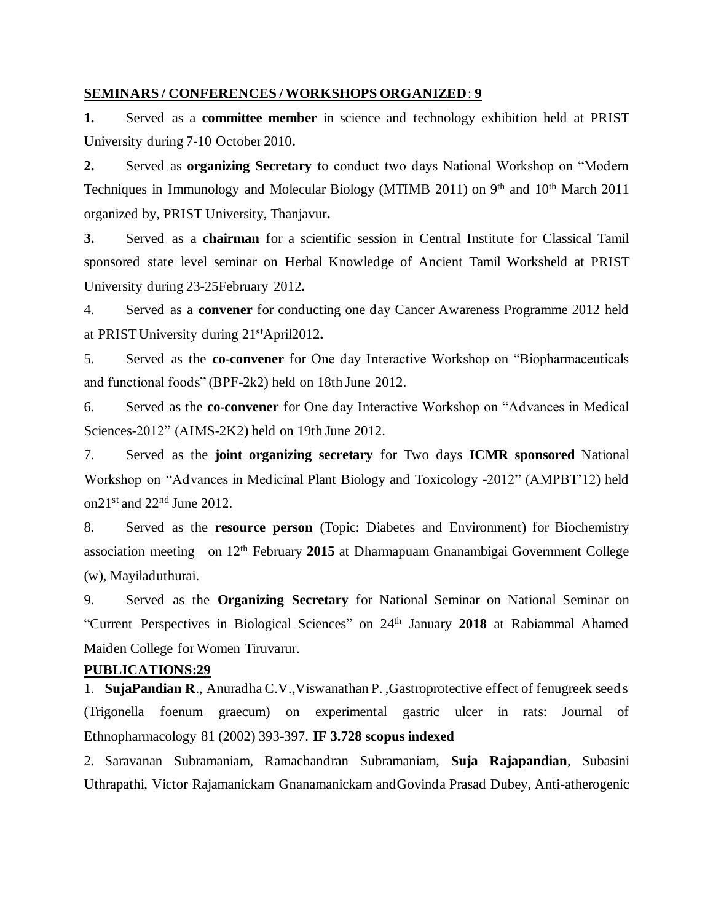**SEMINARS / CONFERENCES / WORKSHOPS ORGANIZED**: **9**

**1.** Served as a **committee member** in science and technology exhibition held at PRIST University during 7-10 October 2010**.**

**2.** Served as **organizing Secretary** to conduct two days National Workshop on "Modern Techniques in Immunology and Molecular Biology (MTIMB 2011) on 9th and 10th March 2011 organized by, PRIST University, Thanjavur**.**

**3.** Served as a **chairman** for a scientific session in Central Institute for Classical Tamil sponsored state level seminar on Herbal Knowledge of Ancient Tamil Worksheld at PRIST University during 23-25February 2012**.**

4. Served as a **convener** for conducting one day Cancer Awareness Programme 2012 held at PRIST University during 21stApril2012**.**

5. Served as the **co-convener** for One day Interactive Workshop on "Biopharmaceuticals and functional foods" (BPF-2k2) held on 18th June 2012.

6. Served as the **co-convener** for One day Interactive Workshop on "Advances in Medical Sciences-2012" (AIMS-2K2) held on 19th June 2012.

7. Served as the **joint organizing secretary** for Two days **ICMR sponsored** National Workshop on "Advances in Medicinal Plant Biology and Toxicology -2012" (AMPBT'12) held on21st and 22nd June 2012.

8. Served as the **resource person** (Topic: Diabetes and Environment) for Biochemistry association meeting on 12th February **2015** at Dharmapuam Gnanambigai Government College (w), Mayiladuthurai.

9. Served as the **Organizing Secretary** for National Seminar on National Seminar on "Current Perspectives in Biological Sciences" on 24th January **2018** at Rabiammal Ahamed Maiden College for Women Tiruvarur.

**PUBLICATIONS:29**

1. **SujaPandian R**., Anuradha C.V.,Viswanathan P. ,Gastroprotective effect of fenugreek seeds (Trigonella foenum graecum) on experimental gastric ulcer in rats: Journal of Ethnopharmacology 81 (2002) 393-397. **IF 3.728 scopus indexed**

2. Saravanan Subramaniam, Ramachandran Subramaniam, **Suja Rajapandian**, Subasini Uthrapathi, Victor Rajamanickam Gnanamanickam andGovinda Prasad Dubey, Anti-atherogenic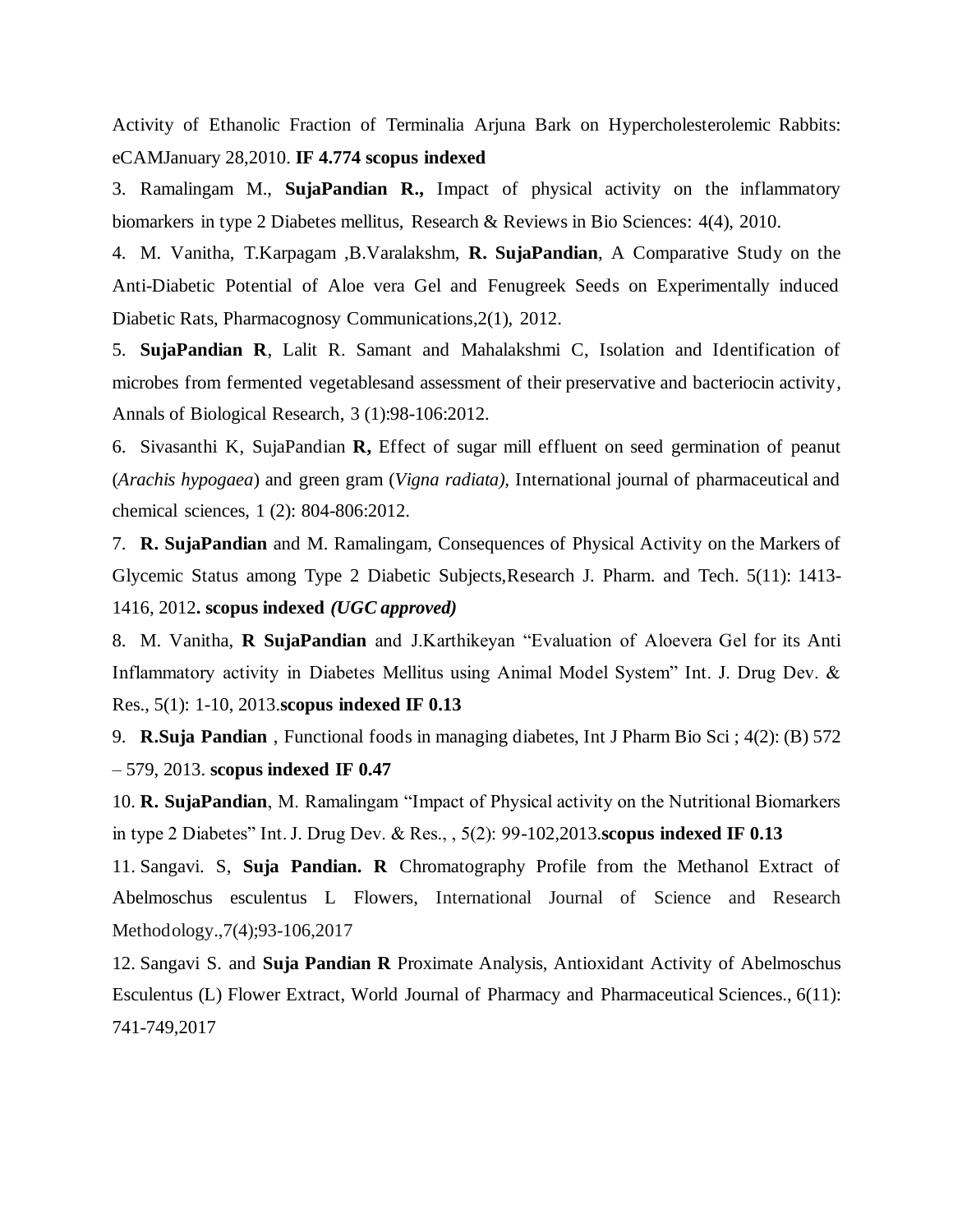Activity of Ethanolic Fraction of Terminalia Arjuna Bark on Hypercholesterolemic Rabbits: eCAMJanuary 28,2010. **IF 4.774 scopus indexed**

3. Ramalingam M., **SujaPandian R.,** Impact of physical activity on the inflammatory biomarkers in type 2 Diabetes mellitus, Research & Reviews in Bio Sciences: 4(4), 2010.

4. M. Vanitha, T.Karpagam ,B.Varalakshm, **R. SujaPandian**, A Comparative Study on the Anti-Diabetic Potential of Aloe vera Gel and Fenugreek Seeds on Experimentally induced Diabetic Rats, Pharmacognosy Communications,2(1), 2012.

5. **SujaPandian R**, Lalit R. Samant and Mahalakshmi C, Isolation and Identification of microbes from fermented vegetablesand assessment of their preservative and bacteriocin activity, Annals of Biological Research, 3 (1):98-106:2012.

6. Sivasanthi K, SujaPandian **R,** Effect of sugar mill effluent on seed germination of peanut (*Arachis hypogaea*) and green gram (*Vigna radiata),* International journal of pharmaceutical and chemical sciences, 1 (2): 804-806:2012.

7. **R. SujaPandian** and M. Ramalingam, Consequences of Physical Activity on the Markers of Glycemic Status among Type 2 Diabetic Subjects,Research J. Pharm. and Tech. 5(11): 1413-1416, 2012**. scopus indexed** ***(UGC approved)***

8. M. Vanitha, **R SujaPandian** and J.Karthikeyan "Evaluation of Aloevera Gel for its Anti Inflammatory activity in Diabetes Mellitus using Animal Model System" Int. J. Drug Dev. & Res., 5(1): 1-10, 2013.**scopus indexed IF 0.13**

9. **R.Suja Pandian** , Functional foods in managing diabetes, Int J Pharm Bio Sci ; 4(2): (B) 572 – 579, 2013. **scopus indexed IF 0.47**

10. **R. SujaPandian**, M. Ramalingam "Impact of Physical activity on the Nutritional Biomarkers in type 2 Diabetes" Int. J. Drug Dev. & Res., , 5(2): 99-102,2013.**scopus indexed IF 0.13**

11. Sangavi. S, **Suja Pandian. R** Chromatography Profile from the Methanol Extract of Abelmoschus esculentus L Flowers, International Journal of Science and Research Methodology.,7(4);93-106,2017

12. Sangavi S. and **Suja Pandian R** Proximate Analysis, Antioxidant Activity of Abelmoschus Esculentus (L) Flower Extract, World Journal of Pharmacy and Pharmaceutical Sciences., 6(11): 741-749,2017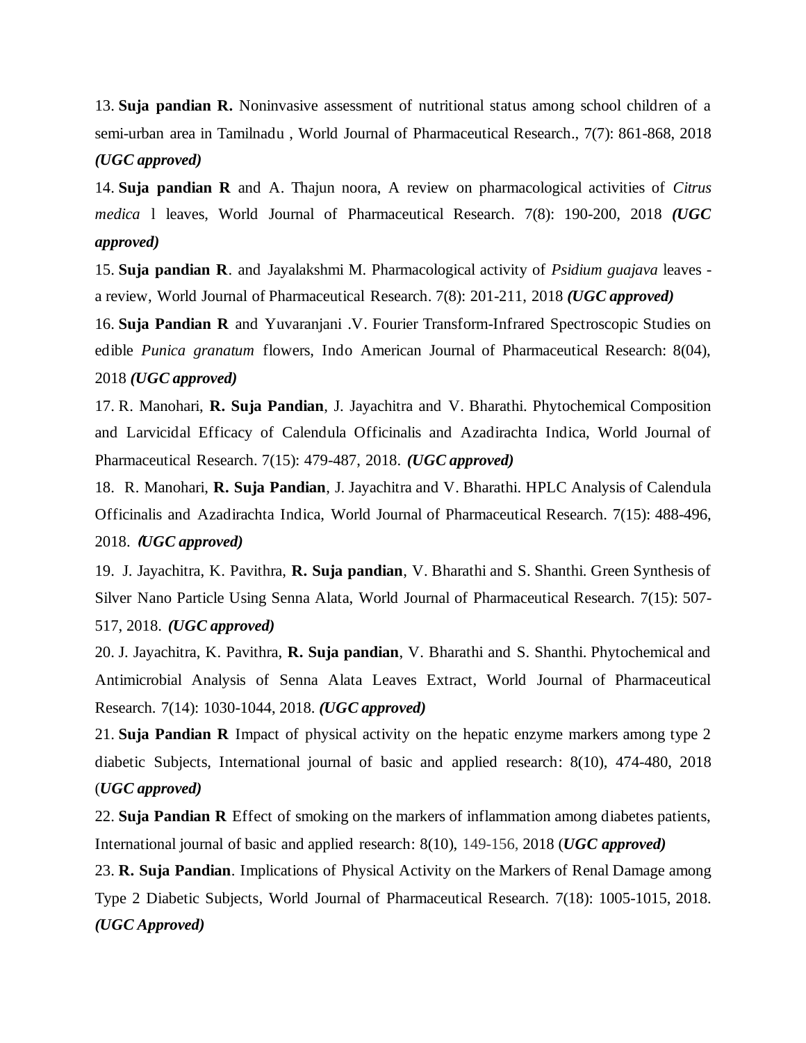13. **Suja pandian R.** Noninvasive assessment of nutritional status among school children of a semi-urban area in Tamilnadu , World Journal of Pharmaceutical Research., 7(7): 861-868, 2018 ***(UGC approved)***

14. **Suja pandian R** and A. Thajun noora, A review on pharmacological activities of *Citrus medica* l leaves, World Journal of Pharmaceutical Research. 7(8): 190-200, 2018 ***(UGC approved)***

15. **Suja pandian R**. and Jayalakshmi M. Pharmacological activity of *Psidium guajava* leaves - a review, World Journal of Pharmaceutical Research. 7(8): 201-211, 2018 ***(UGC approved)***

16. **Suja Pandian R** and Yuvaranjani .V. Fourier Transform-Infrared Spectroscopic Studies on edible *Punica granatum* flowers, Indo American Journal of Pharmaceutical Research: 8(04), 2018 ***(UGC approved)***

17. R. Manohari, **R. Suja Pandian**, J. Jayachitra and V. Bharathi. Phytochemical Composition and Larvicidal Efficacy of Calendula Officinalis and Azadirachta Indica, World Journal of Pharmaceutical Research. 7(15): 479-487, 2018. ***(UGC approved)***

18. R. Manohari, **R. Suja Pandian**, J. Jayachitra and V. Bharathi. HPLC Analysis of Calendula Officinalis and Azadirachta Indica, World Journal of Pharmaceutical Research. 7(15): 488-496, 2018. ***(UGC approved)***

19. J. Jayachitra, K. Pavithra, **R. Suja pandian**, V. Bharathi and S. Shanthi. Green Synthesis of Silver Nano Particle Using Senna Alata, World Journal of Pharmaceutical Research. 7(15): 507-517, 2018. ***(UGC approved)***

20. J. Jayachitra, K. Pavithra, **R. Suja pandian**, V. Bharathi and S. Shanthi. Phytochemical and Antimicrobial Analysis of Senna Alata Leaves Extract, World Journal of Pharmaceutical Research. 7(14): 1030-1044, 2018. ***(UGC approved)***

21. **Suja Pandian R** Impact of physical activity on the hepatic enzyme markers among type 2 diabetic Subjects, International journal of basic and applied research: 8(10), 474-480, 2018 (***UGC approved)***

22. **Suja Pandian R** Effect of smoking on the markers of inflammation among diabetes patients, International journal of basic and applied research: 8(10), 149-156, 2018 (***UGC approved)***

23. **R. Suja Pandian**. Implications of Physical Activity on the Markers of Renal Damage among Type 2 Diabetic Subjects, World Journal of Pharmaceutical Research. 7(18): 1005-1015, 2018. ***(UGC Approved)***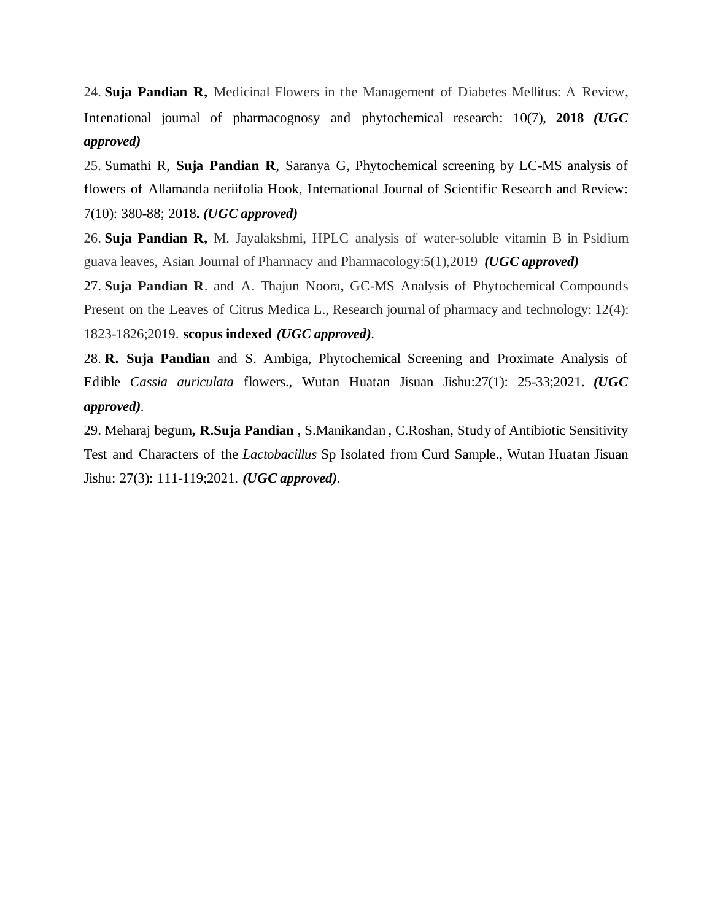24. **Suja Pandian R,** Medicinal Flowers in the Management of Diabetes Mellitus: A Review, Intenational journal of pharmacognosy and phytochemical research: 10(7), **2018** ***(UGC approved)***

25. Sumathi R, **Suja Pandian R**, Saranya G, Phytochemical screening by LC-MS analysis of flowers of Allamanda neriifolia Hook, International Journal of Scientific Research and Review: 7(10): 380-88; 2018**.** ***(UGC approved)***

26. **Suja Pandian R,** M. Jayalakshmi, HPLC analysis of water-soluble vitamin B in Psidium guava leaves, Asian Journal of Pharmacy and Pharmacology:5(1),2019 ***(UGC approved)***

27. **Suja Pandian R**. and A. Thajun Noora**,** GC-MS Analysis of Phytochemical Compounds Present on the Leaves of Citrus Medica L., Research journal of pharmacy and technology: 12(4): 1823-1826;2019. **scopus indexed** ***(UGC approved)***.

28. **R. Suja Pandian** and S. Ambiga, Phytochemical Screening and Proximate Analysis of Edible *Cassia auriculata* flowers., Wutan Huatan Jisuan Jishu:27(1): 25-33;2021. ***(UGC approved)***.

29. Meharaj begum**, R.Suja Pandian** , S.Manikandan , C.Roshan, Study of Antibiotic Sensitivity Test and Characters of the *Lactobacillus* Sp Isolated from Curd Sample., Wutan Huatan Jisuan Jishu: 27(3): 111-119;2021. ***(UGC approved)***.